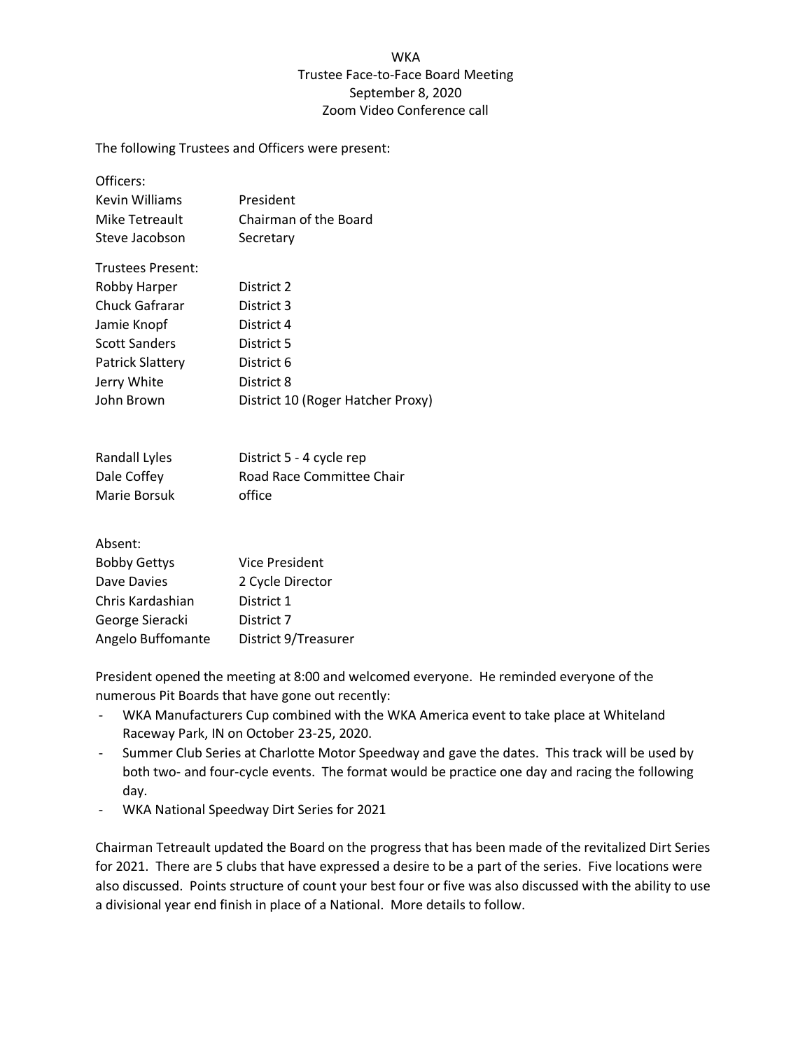# WKA
## Trustee Face-to-Face Board Meeting
### September 8, 2020
### Zoom Video Conference call

The following Trustees and Officers were present:

| | |
|---|---|
| Officers: | |
| Kevin Williams | President |
| Mike Tetreault | Chairman of the Board |
| Steve Jacobson | Secretary |
| Trustees Present: | |
| Robby Harper | District 2 |
| Chuck Gafrarar | District 3 |
| Jamie Knopf | District 4 |
| Scott Sanders | District 5 |
| Patrick Slattery | District 6 |
| Jerry White | District 8 |
| John Brown | District 10 (Roger Hatcher Proxy) |
| | |
| Randall Lyles | District 5 - 4 cycle rep |
| Dale Coffey | Road Race Committee Chair |
| Marie Borsuk | office |
| | |
| Absent: | |
| Bobby Gettys | Vice President |
| Dave Davies | 2 Cycle Director |
| Chris Kardashian | District 1 |
| George Sieracki | District 7 |
| Angelo Buffomante | District 9/Treasurer |

President opened the meeting at 8:00 and welcomed everyone. He reminded everyone of the numerous Pit Boards that have gone out recently:

- WKA Manufacturers Cup combined with the WKA America event to take place at Whiteland Raceway Park, IN on October 23-25, 2020.
- Summer Club Series at Charlotte Motor Speedway and gave the dates. This track will be used by both two- and four-cycle events. The format would be practice one day and racing the following day.
- WKA National Speedway Dirt Series for 2021

Chairman Tetreault updated the Board on the progress that has been made of the revitalized Dirt Series for 2021. There are 5 clubs that have expressed a desire to be a part of the series. Five locations were also discussed. Points structure of count your best four or five was also discussed with the ability to use a divisional year end finish in place of a National. More details to follow.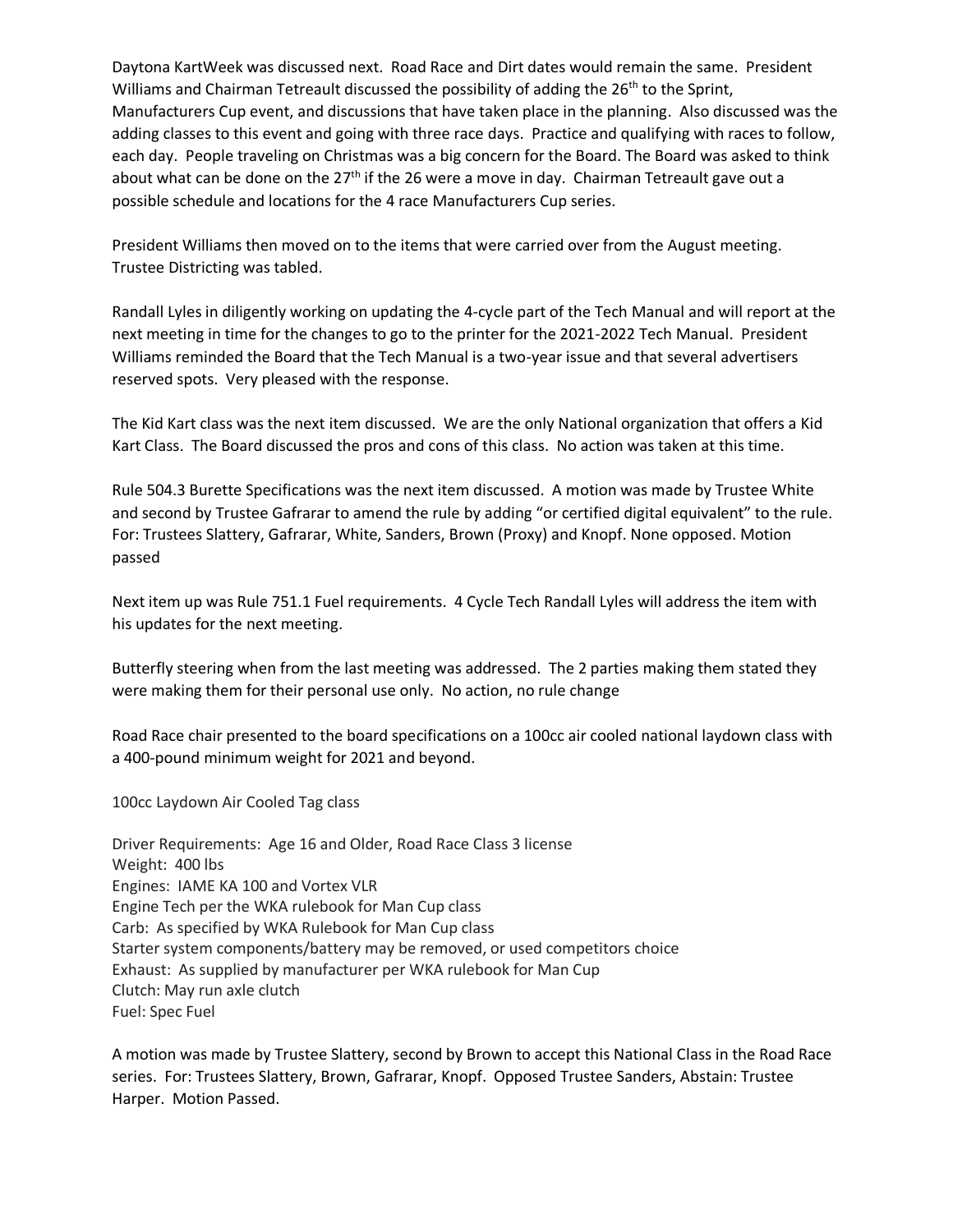Daytona KartWeek was discussed next. Road Race and Dirt dates would remain the same. President Williams and Chairman Tetreault discussed the possibility of adding the 26th to the Sprint, Manufacturers Cup event, and discussions that have taken place in the planning. Also discussed was the adding classes to this event and going with three race days. Practice and qualifying with races to follow, each day. People traveling on Christmas was a big concern for the Board. The Board was asked to think about what can be done on the 27th if the 26 were a move in day. Chairman Tetreault gave out a possible schedule and locations for the 4 race Manufacturers Cup series.

President Williams then moved on to the items that were carried over from the August meeting. Trustee Districting was tabled.

Randall Lyles in diligently working on updating the 4-cycle part of the Tech Manual and will report at the next meeting in time for the changes to go to the printer for the 2021-2022 Tech Manual. President Williams reminded the Board that the Tech Manual is a two-year issue and that several advertisers reserved spots. Very pleased with the response.

The Kid Kart class was the next item discussed. We are the only National organization that offers a Kid Kart Class. The Board discussed the pros and cons of this class. No action was taken at this time.

Rule 504.3 Burette Specifications was the next item discussed. A motion was made by Trustee White and second by Trustee Gafrarar to amend the rule by adding "or certified digital equivalent" to the rule. For: Trustees Slattery, Gafrarar, White, Sanders, Brown (Proxy) and Knopf. None opposed. Motion passed

Next item up was Rule 751.1 Fuel requirements. 4 Cycle Tech Randall Lyles will address the item with his updates for the next meeting.

Butterfly steering when from the last meeting was addressed. The 2 parties making them stated they were making them for their personal use only. No action, no rule change

Road Race chair presented to the board specifications on a 100cc air cooled national laydown class with a 400-pound minimum weight for 2021 and beyond.

100cc Laydown Air Cooled Tag class

Driver Requirements: Age 16 and Older, Road Race Class 3 license
Weight: 400 lbs
Engines: IAME KA 100 and Vortex VLR
Engine Tech per the WKA rulebook for Man Cup class
Carb: As specified by WKA Rulebook for Man Cup class
Starter system components/battery may be removed, or used competitors choice
Exhaust: As supplied by manufacturer per WKA rulebook for Man Cup
Clutch: May run axle clutch
Fuel: Spec Fuel

A motion was made by Trustee Slattery, second by Brown to accept this National Class in the Road Race series. For: Trustees Slattery, Brown, Gafrarar, Knopf. Opposed Trustee Sanders, Abstain: Trustee Harper. Motion Passed.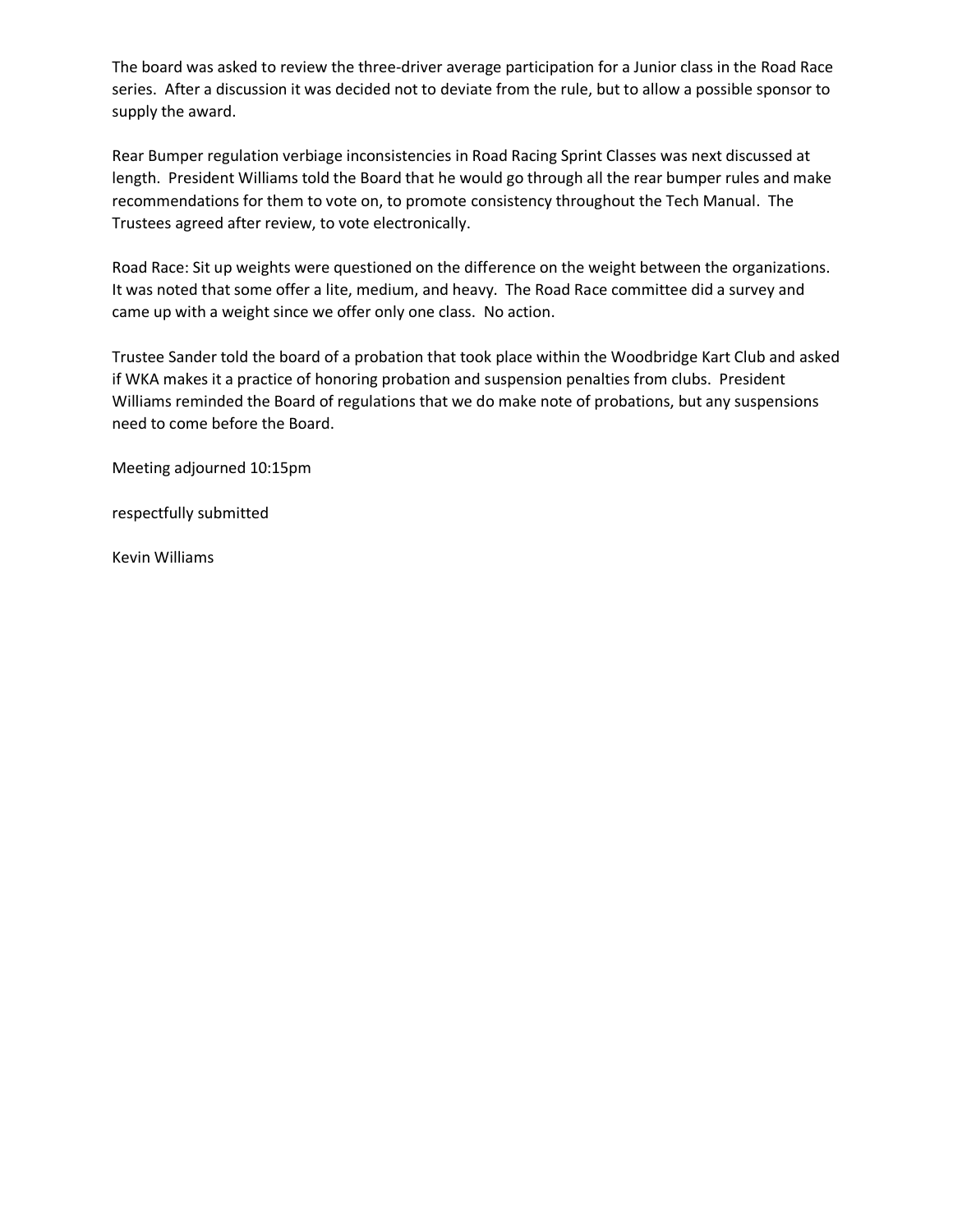The board was asked to review the three-driver average participation for a Junior class in the Road Race series. After a discussion it was decided not to deviate from the rule, but to allow a possible sponsor to supply the award.

Rear Bumper regulation verbiage inconsistencies in Road Racing Sprint Classes was next discussed at length. President Williams told the Board that he would go through all the rear bumper rules and make recommendations for them to vote on, to promote consistency throughout the Tech Manual. The Trustees agreed after review, to vote electronically.

Road Race: Sit up weights were questioned on the difference on the weight between the organizations. It was noted that some offer a lite, medium, and heavy. The Road Race committee did a survey and came up with a weight since we offer only one class. No action.

Trustee Sander told the board of a probation that took place within the Woodbridge Kart Club and asked if WKA makes it a practice of honoring probation and suspension penalties from clubs. President Williams reminded the Board of regulations that we do make note of probations, but any suspensions need to come before the Board.

Meeting adjourned 10:15pm

respectfully submitted

Kevin Williams